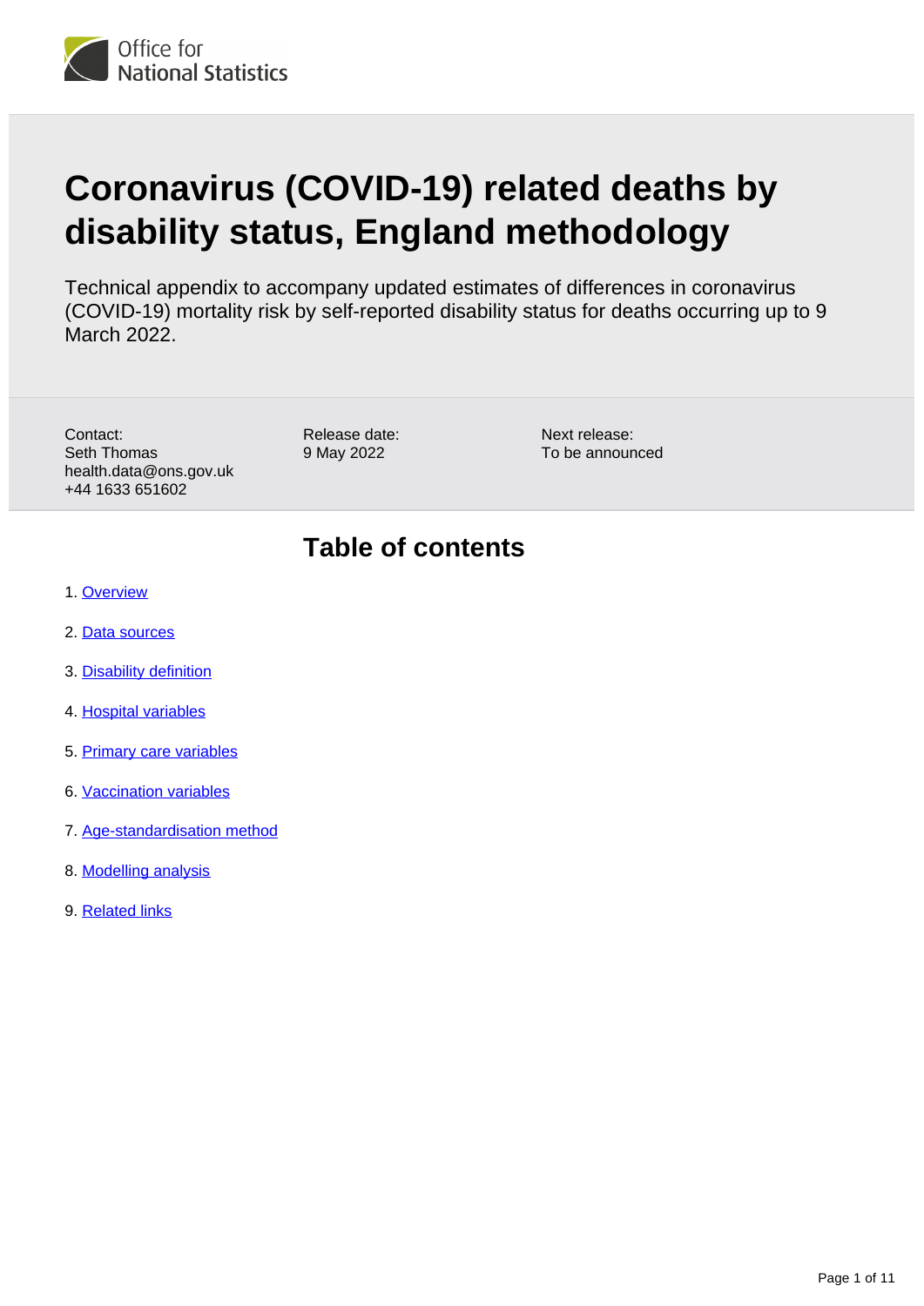Office for National Statistics

# Coronavirus (COVID-19) related deaths by disability status, England methodology

Technical appendix to accompany updated estimates of differences in coronavirus (COVID-19) mortality risk by self-reported disability status for deaths occurring up to 9 March 2022.

Contact:
Seth Thomas
health.data@ons.gov.uk
+44 1633 651602

Release date:
9 May 2022

Next release:
To be announced

## Table of contents

1. Overview
2. Data sources
3. Disability definition
4. Hospital variables
5. Primary care variables
6. Vaccination variables
7. Age-standardisation method
8. Modelling analysis
9. Related links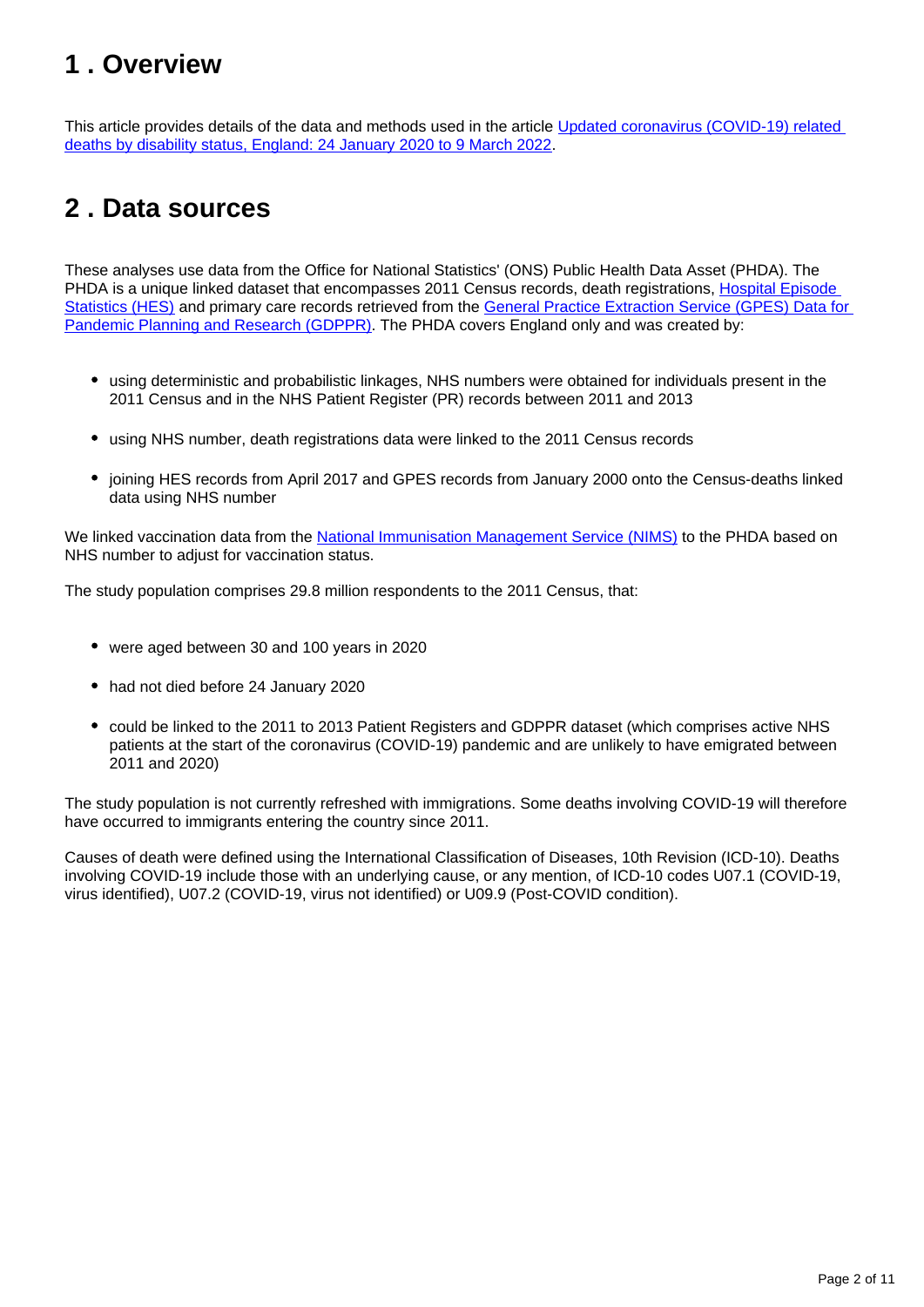## 1 . Overview

This article provides details of the data and methods used in the article [Updated coronavirus (COVID-19) related deaths by disability status, England: 24 January 2020 to 9 March 2022](#).

## 2 . Data sources

These analyses use data from the Office for National Statistics' (ONS) Public Health Data Asset (PHDA). The PHDA is a unique linked dataset that encompasses 2011 Census records, death registrations, [Hospital Episode Statistics (HES)](#) and primary care records retrieved from the [General Practice Extraction Service (GPES) Data for Pandemic Planning and Research (GDPPR)](#). The PHDA covers England only and was created by:

- using deterministic and probabilistic linkages, NHS numbers were obtained for individuals present in the 2011 Census and in the NHS Patient Register (PR) records between 2011 and 2013
- using NHS number, death registrations data were linked to the 2011 Census records
- joining HES records from April 2017 and GPES records from January 2000 onto the Census-deaths linked data using NHS number

We linked vaccination data from the [National Immunisation Management Service (NIMS)](#) to the PHDA based on NHS number to adjust for vaccination status.

The study population comprises 29.8 million respondents to the 2011 Census, that:

- were aged between 30 and 100 years in 2020
- had not died before 24 January 2020
- could be linked to the 2011 to 2013 Patient Registers and GDPPR dataset (which comprises active NHS patients at the start of the coronavirus (COVID-19) pandemic and are unlikely to have emigrated between 2011 and 2020)

The study population is not currently refreshed with immigrations. Some deaths involving COVID-19 will therefore have occurred to immigrants entering the country since 2011.

Causes of death were defined using the International Classification of Diseases, 10th Revision (ICD-10). Deaths involving COVID-19 include those with an underlying cause, or any mention, of ICD-10 codes U07.1 (COVID-19, virus identified), U07.2 (COVID-19, virus not identified) or U09.9 (Post-COVID condition).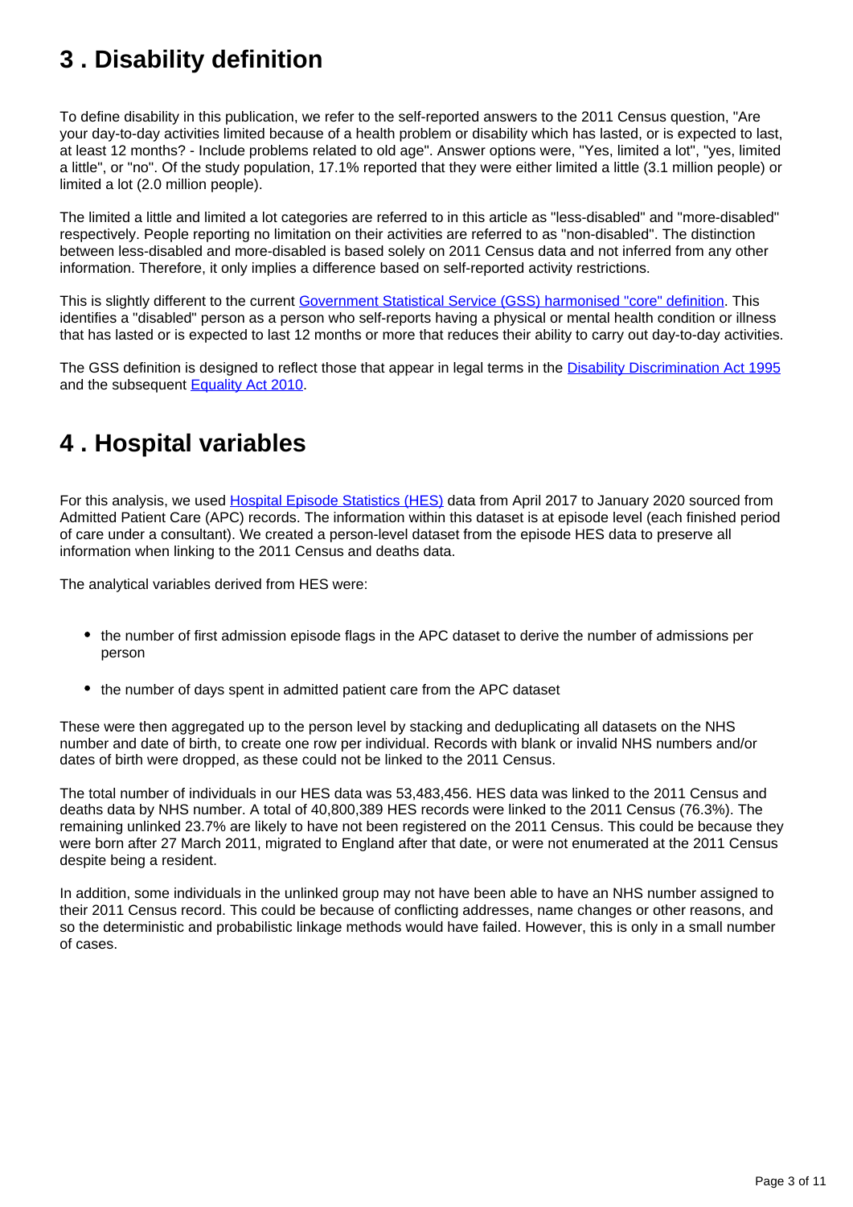## 3 . Disability definition

To define disability in this publication, we refer to the self-reported answers to the 2011 Census question, "Are your day-to-day activities limited because of a health problem or disability which has lasted, or is expected to last, at least 12 months? - Include problems related to old age". Answer options were, "Yes, limited a lot", "yes, limited a little", or "no". Of the study population, 17.1% reported that they were either limited a little (3.1 million people) or limited a lot (2.0 million people).

The limited a little and limited a lot categories are referred to in this article as "less-disabled" and "more-disabled" respectively. People reporting no limitation on their activities are referred to as "non-disabled". The distinction between less-disabled and more-disabled is based solely on 2011 Census data and not inferred from any other information. Therefore, it only implies a difference based on self-reported activity restrictions.

This is slightly different to the current Government Statistical Service (GSS) harmonised "core" definition. This identifies a "disabled" person as a person who self-reports having a physical or mental health condition or illness that has lasted or is expected to last 12 months or more that reduces their ability to carry out day-to-day activities.

The GSS definition is designed to reflect those that appear in legal terms in the Disability Discrimination Act 1995 and the subsequent Equality Act 2010.

## 4 . Hospital variables

For this analysis, we used Hospital Episode Statistics (HES) data from April 2017 to January 2020 sourced from Admitted Patient Care (APC) records. The information within this dataset is at episode level (each finished period of care under a consultant). We created a person-level dataset from the episode HES data to preserve all information when linking to the 2011 Census and deaths data.

The analytical variables derived from HES were:

- the number of first admission episode flags in the APC dataset to derive the number of admissions per person
- the number of days spent in admitted patient care from the APC dataset

These were then aggregated up to the person level by stacking and deduplicating all datasets on the NHS number and date of birth, to create one row per individual. Records with blank or invalid NHS numbers and/or dates of birth were dropped, as these could not be linked to the 2011 Census.

The total number of individuals in our HES data was 53,483,456. HES data was linked to the 2011 Census and deaths data by NHS number. A total of 40,800,389 HES records were linked to the 2011 Census (76.3%). The remaining unlinked 23.7% are likely to have not been registered on the 2011 Census. This could be because they were born after 27 March 2011, migrated to England after that date, or were not enumerated at the 2011 Census despite being a resident.

In addition, some individuals in the unlinked group may not have been able to have an NHS number assigned to their 2011 Census record. This could be because of conflicting addresses, name changes or other reasons, and so the deterministic and probabilistic linkage methods would have failed. However, this is only in a small number of cases.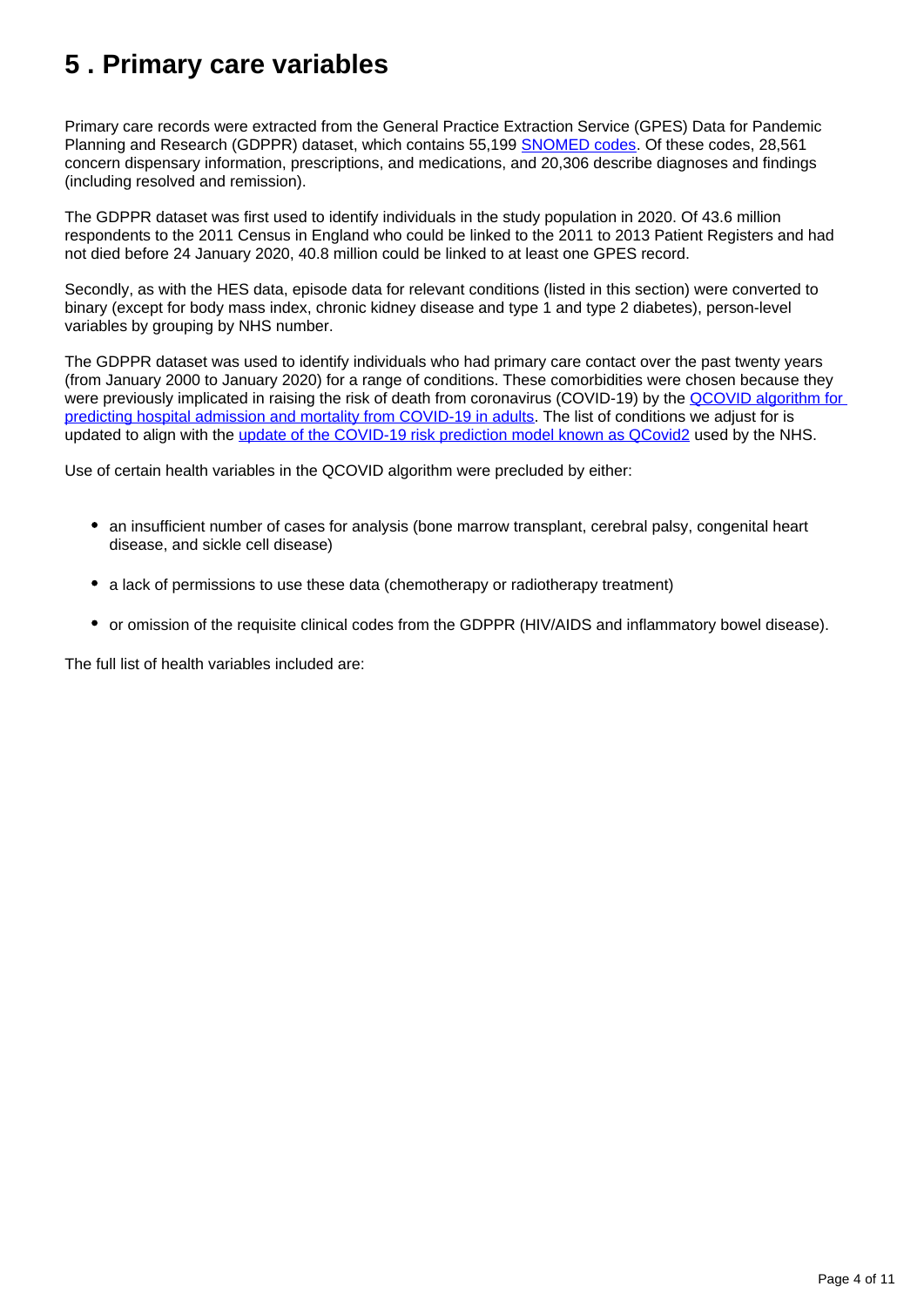# 5 . Primary care variables

Primary care records were extracted from the General Practice Extraction Service (GPES) Data for Pandemic Planning and Research (GDPPR) dataset, which contains 55,199 SNOMED codes. Of these codes, 28,561 concern dispensary information, prescriptions, and medications, and 20,306 describe diagnoses and findings (including resolved and remission).

The GDPPR dataset was first used to identify individuals in the study population in 2020. Of 43.6 million respondents to the 2011 Census in England who could be linked to the 2011 to 2013 Patient Registers and had not died before 24 January 2020, 40.8 million could be linked to at least one GPES record.

Secondly, as with the HES data, episode data for relevant conditions (listed in this section) were converted to binary (except for body mass index, chronic kidney disease and type 1 and type 2 diabetes), person-level variables by grouping by NHS number.

The GDPPR dataset was used to identify individuals who had primary care contact over the past twenty years (from January 2000 to January 2020) for a range of conditions. These comorbidities were chosen because they were previously implicated in raising the risk of death from coronavirus (COVID-19) by the QCOVID algorithm for predicting hospital admission and mortality from COVID-19 in adults. The list of conditions we adjust for is updated to align with the update of the COVID-19 risk prediction model known as QCovid2 used by the NHS.

Use of certain health variables in the QCOVID algorithm were precluded by either:

- an insufficient number of cases for analysis (bone marrow transplant, cerebral palsy, congenital heart disease, and sickle cell disease)
- a lack of permissions to use these data (chemotherapy or radiotherapy treatment)
- or omission of the requisite clinical codes from the GDPPR (HIV/AIDS and inflammatory bowel disease).

The full list of health variables included are: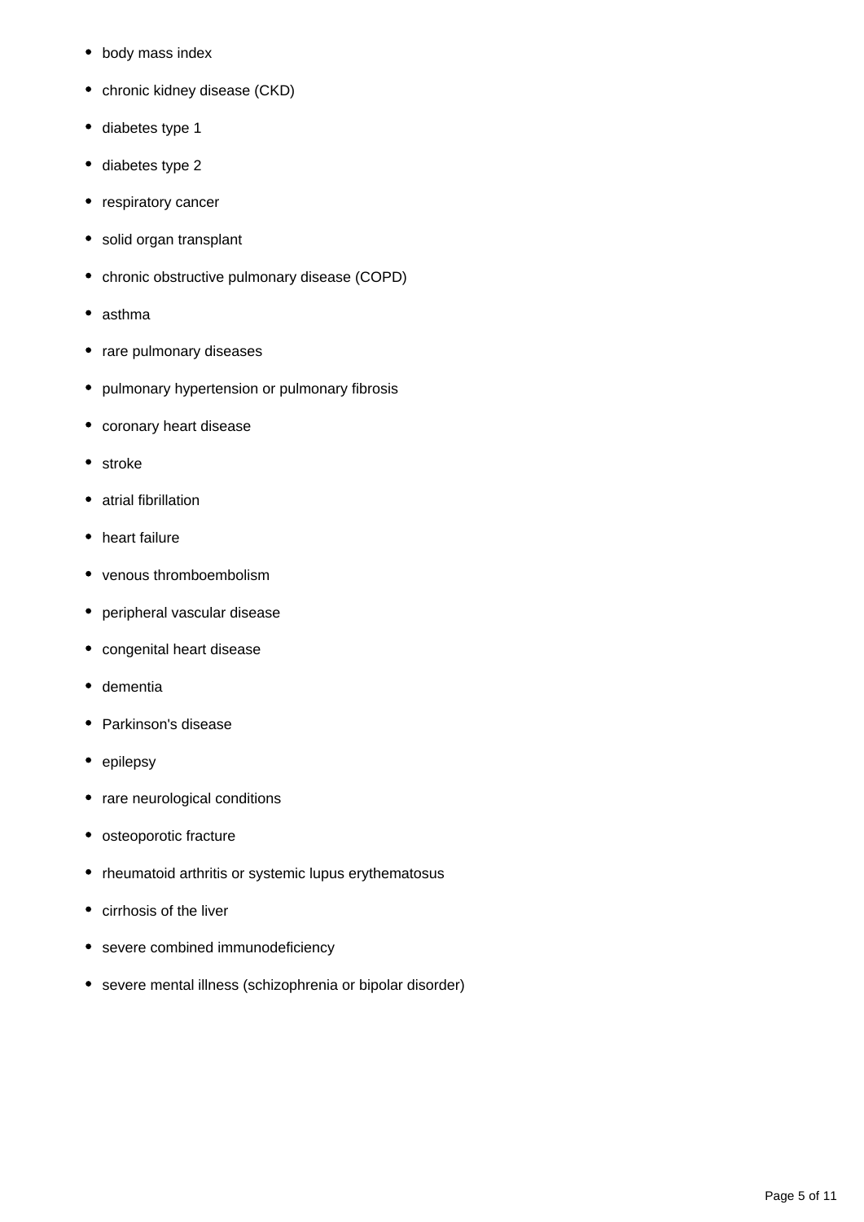- body mass index
- chronic kidney disease (CKD)
- diabetes type 1
- diabetes type 2
- respiratory cancer
- solid organ transplant
- chronic obstructive pulmonary disease (COPD)
- asthma
- rare pulmonary diseases
- pulmonary hypertension or pulmonary fibrosis
- coronary heart disease
- stroke
- atrial fibrillation
- heart failure
- venous thromboembolism
- peripheral vascular disease
- congenital heart disease
- dementia
- Parkinson's disease
- epilepsy
- rare neurological conditions
- osteoporotic fracture
- rheumatoid arthritis or systemic lupus erythematosus
- cirrhosis of the liver
- severe combined immunodeficiency
- severe mental illness (schizophrenia or bipolar disorder)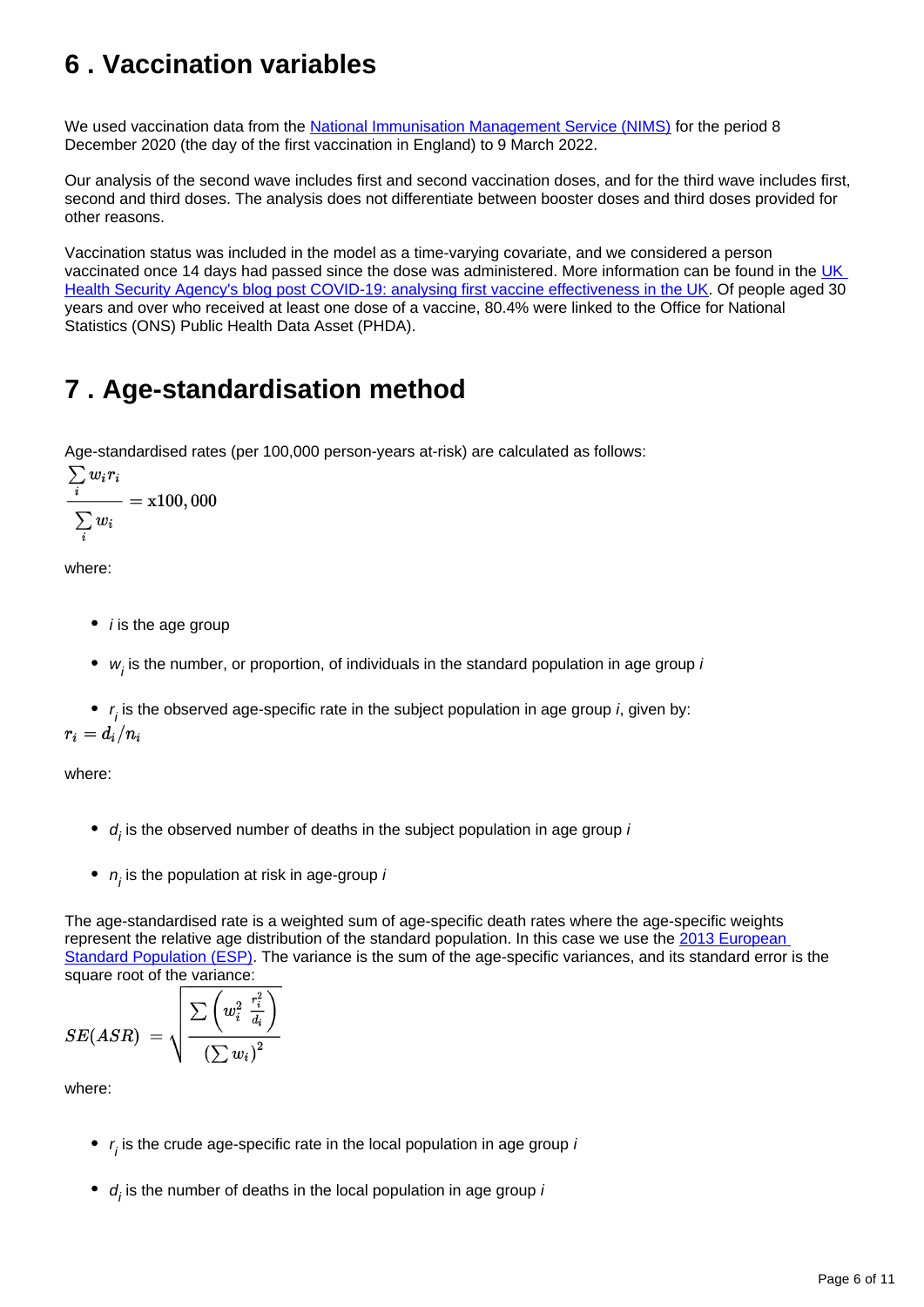## 6 . Vaccination variables

We used vaccination data from the National Immunisation Management Service (NIMS) for the period 8 December 2020 (the day of the first vaccination in England) to 9 March 2022.

Our analysis of the second wave includes first and second vaccination doses, and for the third wave includes first, second and third doses. The analysis does not differentiate between booster doses and third doses provided for other reasons.

Vaccination status was included in the model as a time-varying covariate, and we considered a person vaccinated once 14 days had passed since the dose was administered. More information can be found in the UK Health Security Agency's blog post COVID-19: analysing first vaccine effectiveness in the UK. Of people aged 30 years and over who received at least one dose of a vaccine, 80.4% were linked to the Office for National Statistics (ONS) Public Health Data Asset (PHDA).

## 7 . Age-standardisation method

Age-standardised rates (per 100,000 person-years at-risk) are calculated as follows:

$$\frac{\sum_i w_i r_i}{\sum_i w_i} = \text{x}100,000$$

where:

- $i$ is the age group
- $w_i$ is the number, or proportion, of individuals in the standard population in age group $i$
- $r_i$ is the observed age-specific rate in the subject population in age group $i$, given by:

$$r_i = d_i / n_i$$

where:

- $d_i$ is the observed number of deaths in the subject population in age group $i$
- $n_i$ is the population at risk in age-group $i$

The age-standardised rate is a weighted sum of age-specific death rates where the age-specific weights represent the relative age distribution of the standard population. In this case we use the 2013 European Standard Population (ESP). The variance is the sum of the age-specific variances, and its standard error is the square root of the variance:

$$SE(ASR) = \sqrt{\frac{\sum \left( w_i^2 \ \frac{r_i^2}{d_i} \right)}{\left( \sum w_i \right)^2}}$$

where:

- $r_i$ is the crude age-specific rate in the local population in age group $i$
- $d_i$ is the number of deaths in the local population in age group $i$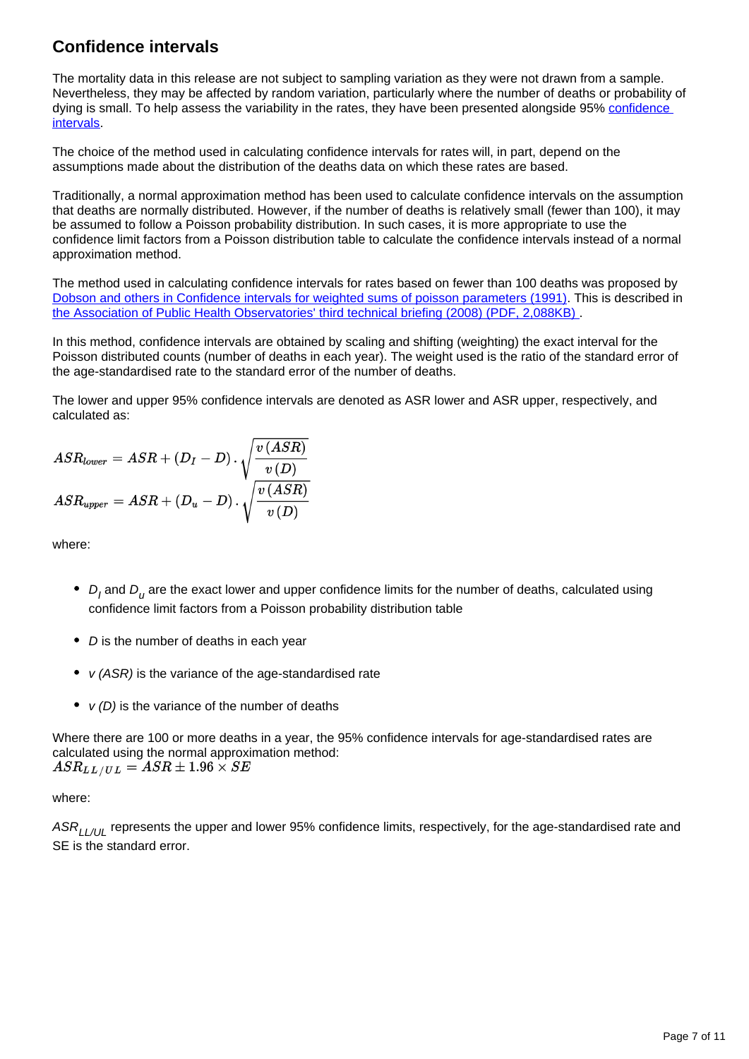## Confidence intervals

The mortality data in this release are not subject to sampling variation as they were not drawn from a sample. Nevertheless, they may be affected by random variation, particularly where the number of deaths or probability of dying is small. To help assess the variability in the rates, they have been presented alongside 95% confidence intervals.

The choice of the method used in calculating confidence intervals for rates will, in part, depend on the assumptions made about the distribution of the deaths data on which these rates are based.

Traditionally, a normal approximation method has been used to calculate confidence intervals on the assumption that deaths are normally distributed. However, if the number of deaths is relatively small (fewer than 100), it may be assumed to follow a Poisson probability distribution. In such cases, it is more appropriate to use the confidence limit factors from a Poisson distribution table to calculate the confidence intervals instead of a normal approximation method.

The method used in calculating confidence intervals for rates based on fewer than 100 deaths was proposed by Dobson and others in Confidence intervals for weighted sums of poisson parameters (1991). This is described in the Association of Public Health Observatories' third technical briefing (2008) (PDF, 2,088KB) .

In this method, confidence intervals are obtained by scaling and shifting (weighting) the exact interval for the Poisson distributed counts (number of deaths in each year). The weight used is the ratio of the standard error of the age-standardised rate to the standard error of the number of deaths.

The lower and upper 95% confidence intervals are denoted as ASR lower and ASR upper, respectively, and calculated as:

$$ASR_{lower} = ASR + (D_I - D) \cdot \sqrt{\frac{v(ASR)}{v(D)}}$$

$$ASR_{upper} = ASR + (D_u - D) \cdot \sqrt{\frac{v(ASR)}{v(D)}}$$

where:

- $D_l$ and $D_u$ are the exact lower and upper confidence limits for the number of deaths, calculated using confidence limit factors from a Poisson probability distribution table
- $D$ is the number of deaths in each year
- $v(ASR)$ is the variance of the age-standardised rate
- $v(D)$ is the variance of the number of deaths

Where there are 100 or more deaths in a year, the 95% confidence intervals for age-standardised rates are calculated using the normal approximation method:

$$ASR_{LL/UL} = ASR \pm 1.96 \times SE$$

where:

$ASR_{LL/UL}$ represents the upper and lower 95% confidence limits, respectively, for the age-standardised rate and SE is the standard error.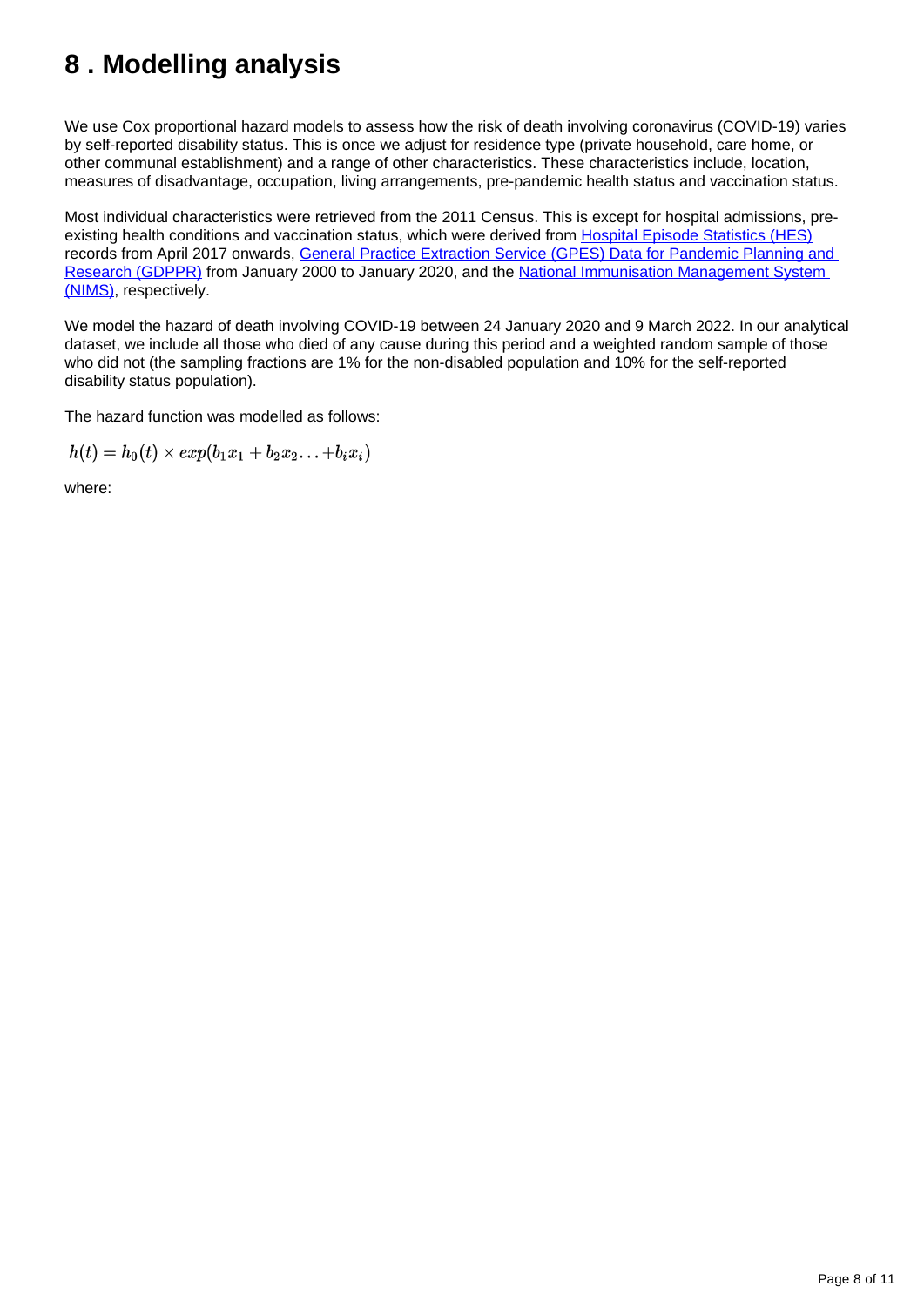# 8 . Modelling analysis

We use Cox proportional hazard models to assess how the risk of death involving coronavirus (COVID-19) varies by self-reported disability status. This is once we adjust for residence type (private household, care home, or other communal establishment) and a range of other characteristics. These characteristics include, location, measures of disadvantage, occupation, living arrangements, pre-pandemic health status and vaccination status.

Most individual characteristics were retrieved from the 2011 Census. This is except for hospital admissions, pre-existing health conditions and vaccination status, which were derived from [Hospital Episode Statistics (HES)] records from April 2017 onwards, [General Practice Extraction Service (GPES) Data for Pandemic Planning and Research (GDPPR)] from January 2000 to January 2020, and the [National Immunisation Management System (NIMS)], respectively.

We model the hazard of death involving COVID-19 between 24 January 2020 and 9 March 2022. In our analytical dataset, we include all those who died of any cause during this period and a weighted random sample of those who did not (the sampling fractions are 1% for the non-disabled population and 10% for the self-reported disability status population).

The hazard function was modelled as follows:

$$h(t) = h_0(t) \times exp(b_1 x_1 + b_2 x_2 \ldots + b_i x_i)$$

where: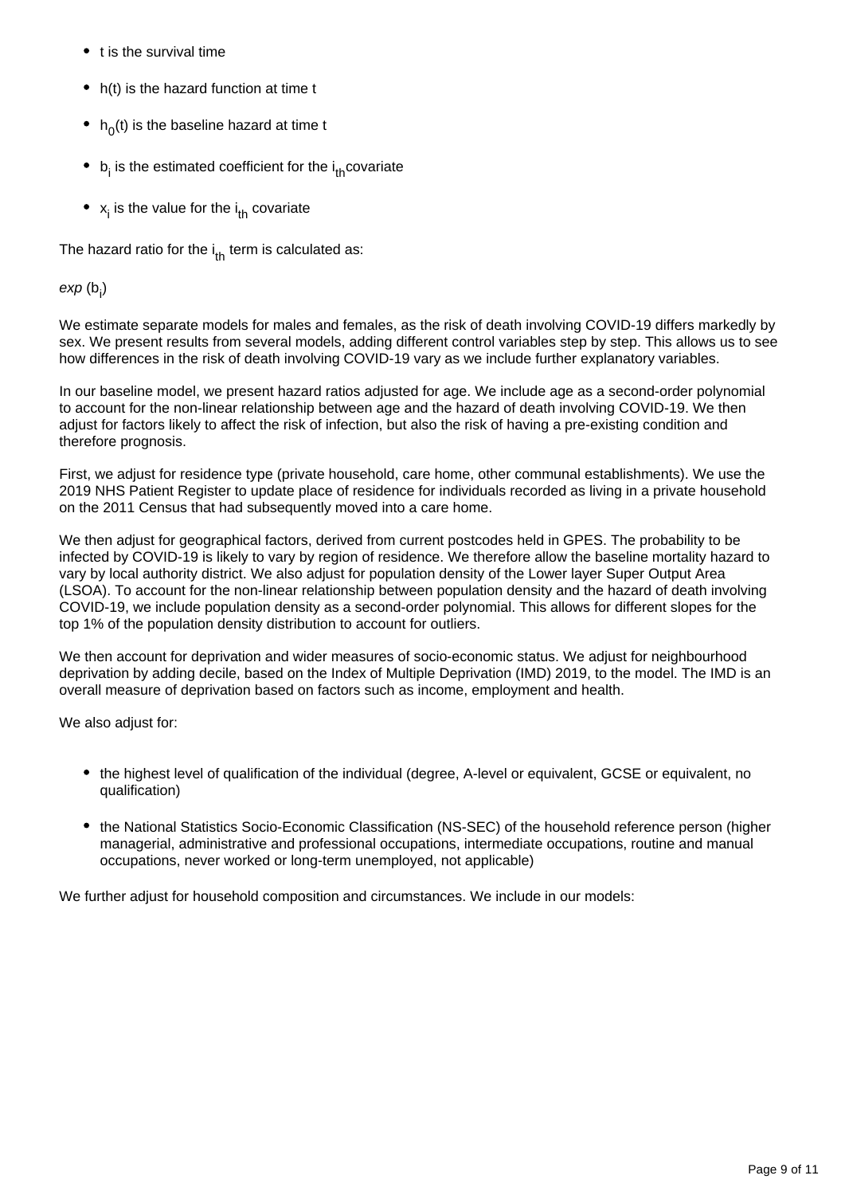- $t$ is the survival time
- $h(t)$ is the hazard function at time $t$
- $h_0(t)$ is the baseline hazard at time $t$
- $b_i$ is the estimated coefficient for the $i_{th}$ covariate
- $x_i$ is the value for the $i_{th}$ covariate

The hazard ratio for the $i_{th}$ term is calculated as:

$exp\ (b_i)$

We estimate separate models for males and females, as the risk of death involving COVID-19 differs markedly by sex. We present results from several models, adding different control variables step by step. This allows us to see how differences in the risk of death involving COVID-19 vary as we include further explanatory variables.

In our baseline model, we present hazard ratios adjusted for age. We include age as a second-order polynomial to account for the non-linear relationship between age and the hazard of death involving COVID-19. We then adjust for factors likely to affect the risk of infection, but also the risk of having a pre-existing condition and therefore prognosis.

First, we adjust for residence type (private household, care home, other communal establishments). We use the 2019 NHS Patient Register to update place of residence for individuals recorded as living in a private household on the 2011 Census that had subsequently moved into a care home.

We then adjust for geographical factors, derived from current postcodes held in GPES. The probability to be infected by COVID-19 is likely to vary by region of residence. We therefore allow the baseline mortality hazard to vary by local authority district. We also adjust for population density of the Lower layer Super Output Area (LSOA). To account for the non-linear relationship between population density and the hazard of death involving COVID-19, we include population density as a second-order polynomial. This allows for different slopes for the top 1% of the population density distribution to account for outliers.

We then account for deprivation and wider measures of socio-economic status. We adjust for neighbourhood deprivation by adding decile, based on the Index of Multiple Deprivation (IMD) 2019, to the model. The IMD is an overall measure of deprivation based on factors such as income, employment and health.

We also adjust for:

- the highest level of qualification of the individual (degree, A-level or equivalent, GCSE or equivalent, no qualification)
- the National Statistics Socio-Economic Classification (NS-SEC) of the household reference person (higher managerial, administrative and professional occupations, intermediate occupations, routine and manual occupations, never worked or long-term unemployed, not applicable)

We further adjust for household composition and circumstances. We include in our models: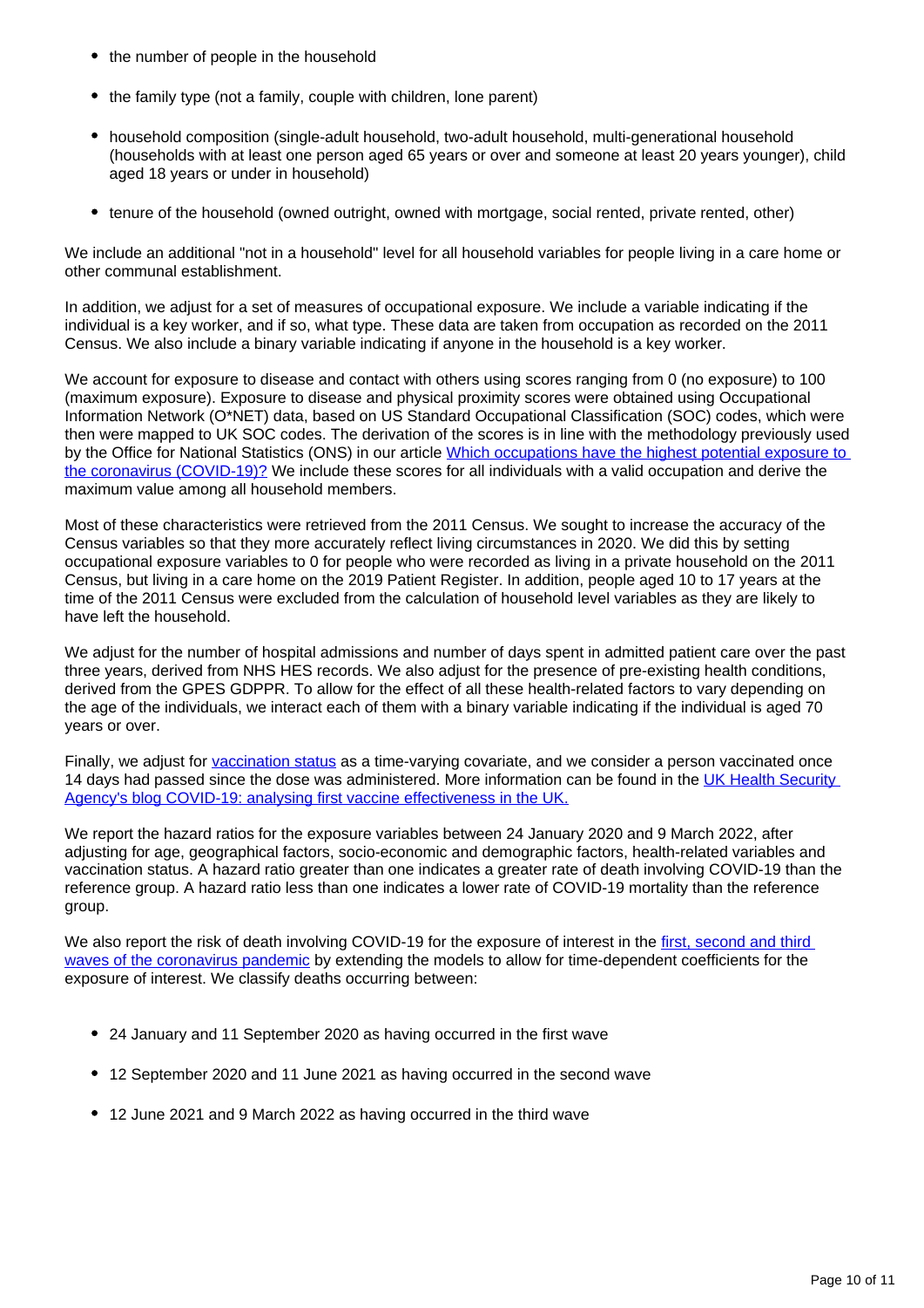- the number of people in the household
- the family type (not a family, couple with children, lone parent)
- household composition (single-adult household, two-adult household, multi-generational household (households with at least one person aged 65 years or over and someone at least 20 years younger), child aged 18 years or under in household)
- tenure of the household (owned outright, owned with mortgage, social rented, private rented, other)

We include an additional "not in a household" level for all household variables for people living in a care home or other communal establishment.

In addition, we adjust for a set of measures of occupational exposure. We include a variable indicating if the individual is a key worker, and if so, what type. These data are taken from occupation as recorded on the 2011 Census. We also include a binary variable indicating if anyone in the household is a key worker.

We account for exposure to disease and contact with others using scores ranging from 0 (no exposure) to 100 (maximum exposure). Exposure to disease and physical proximity scores were obtained using Occupational Information Network (O*NET) data, based on US Standard Occupational Classification (SOC) codes, which were then were mapped to UK SOC codes. The derivation of the scores is in line with the methodology previously used by the Office for National Statistics (ONS) in our article [Which occupations have the highest potential exposure to the coronavirus (COVID-19)?](#) We include these scores for all individuals with a valid occupation and derive the maximum value among all household members.

Most of these characteristics were retrieved from the 2011 Census. We sought to increase the accuracy of the Census variables so that they more accurately reflect living circumstances in 2020. We did this by setting occupational exposure variables to 0 for people who were recorded as living in a private household on the 2011 Census, but living in a care home on the 2019 Patient Register. In addition, people aged 10 to 17 years at the time of the 2011 Census were excluded from the calculation of household level variables as they are likely to have left the household.

We adjust for the number of hospital admissions and number of days spent in admitted patient care over the past three years, derived from NHS HES records. We also adjust for the presence of pre-existing health conditions, derived from the GPES GDPPR. To allow for the effect of all these health-related factors to vary depending on the age of the individuals, we interact each of them with a binary variable indicating if the individual is aged 70 years or over.

Finally, we adjust for [vaccination status](#) as a time-varying covariate, and we consider a person vaccinated once 14 days had passed since the dose was administered. More information can be found in the [UK Health Security Agency's blog COVID-19: analysing first vaccine effectiveness in the UK.](#)

We report the hazard ratios for the exposure variables between 24 January 2020 and 9 March 2022, after adjusting for age, geographical factors, socio-economic and demographic factors, health-related variables and vaccination status. A hazard ratio greater than one indicates a greater rate of death involving COVID-19 than the reference group. A hazard ratio less than one indicates a lower rate of COVID-19 mortality than the reference group.

We also report the risk of death involving COVID-19 for the exposure of interest in the [first, second and third waves of the coronavirus pandemic](#) by extending the models to allow for time-dependent coefficients for the exposure of interest. We classify deaths occurring between:

- 24 January and 11 September 2020 as having occurred in the first wave
- 12 September 2020 and 11 June 2021 as having occurred in the second wave
- 12 June 2021 and 9 March 2022 as having occurred in the third wave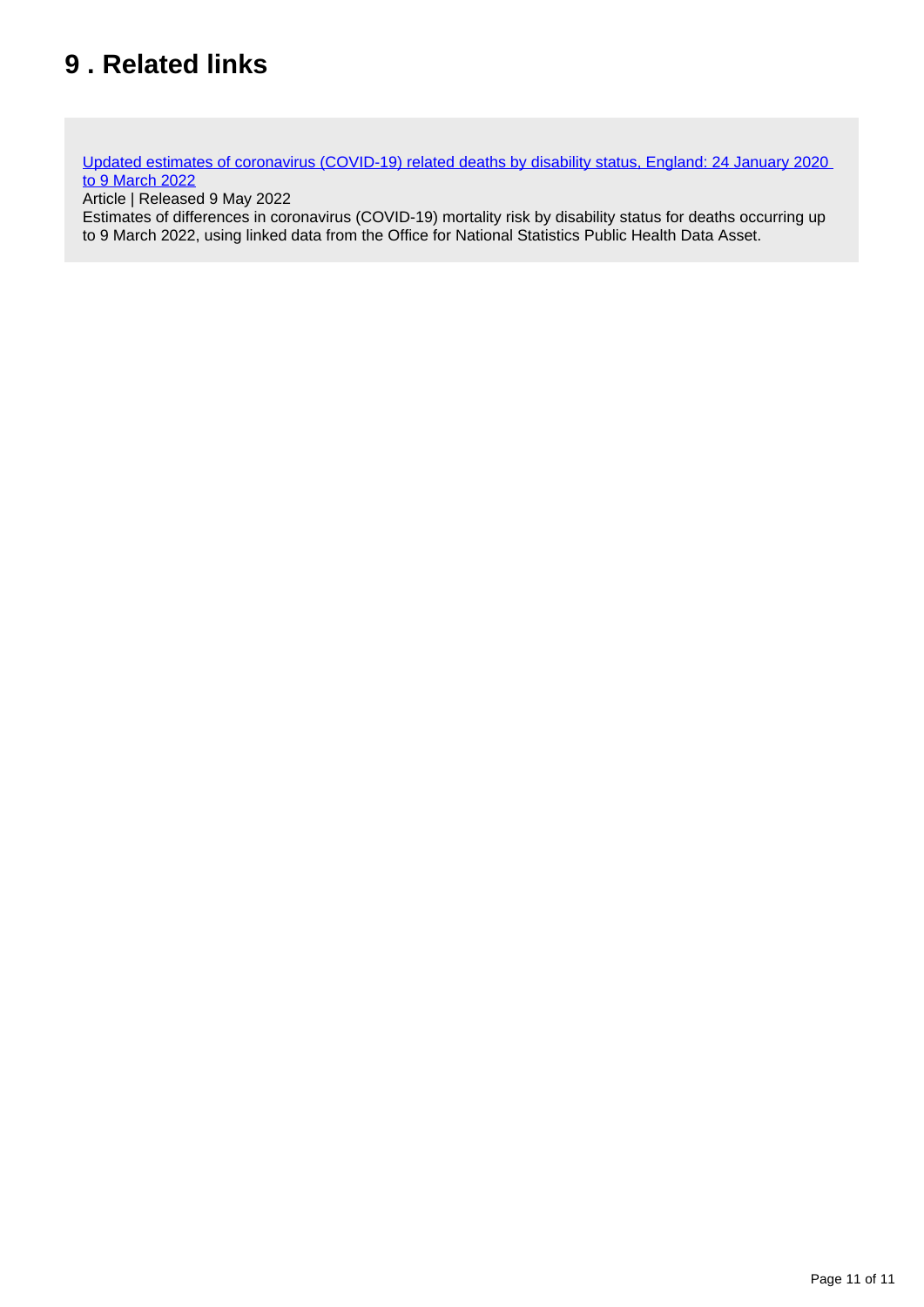## 9 . Related links

[Updated estimates of coronavirus (COVID-19) related deaths by disability status, England: 24 January 2020 to 9 March 2022]()
Article | Released 9 May 2022
Estimates of differences in coronavirus (COVID-19) mortality risk by disability status for deaths occurring up to 9 March 2022, using linked data from the Office for National Statistics Public Health Data Asset.